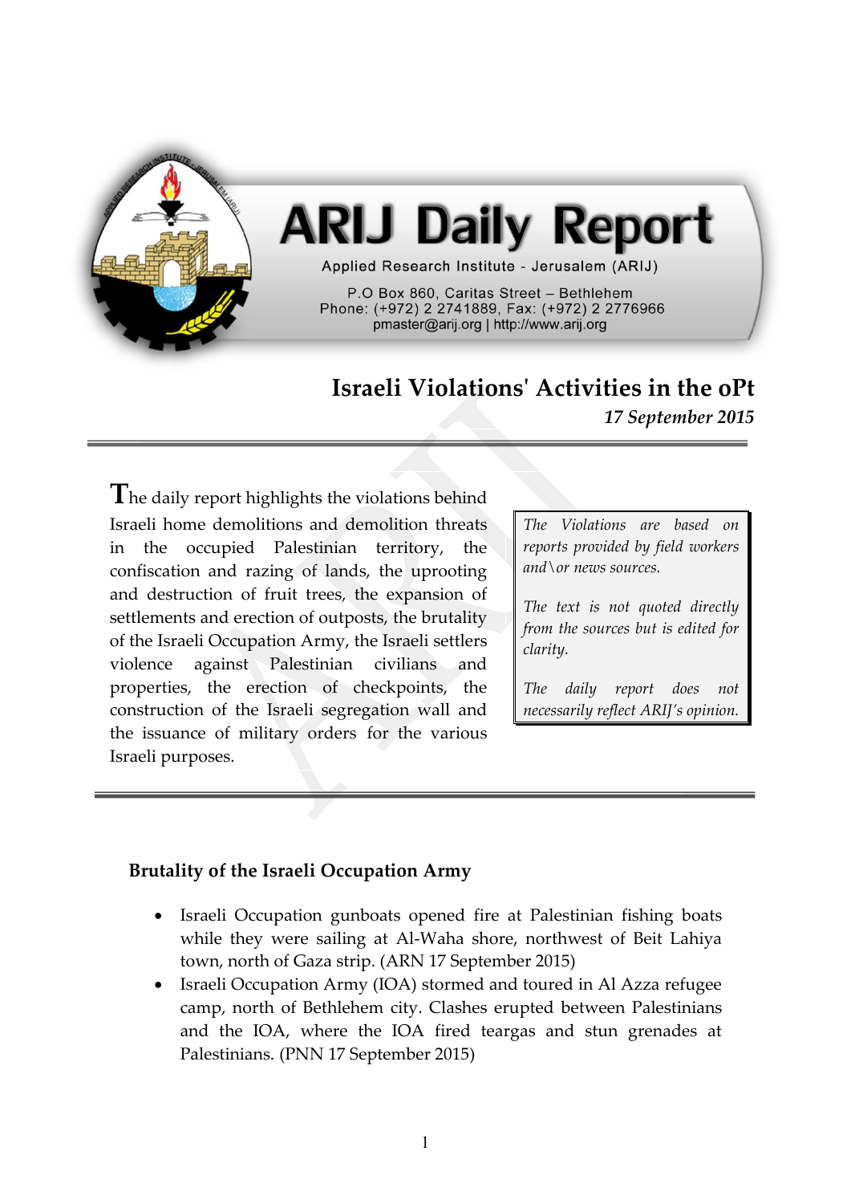# ARIJ Daily Report

Applied Research Institute - Jerusalem (ARIJ)

P.O Box 860, Caritas Street – Bethlehem
Phone: (+972) 2 2741889, Fax: (+972) 2 2776966
pmaster@arij.org | http://www.arij.org

## Israeli Violations' Activities in the oPt

*17 September 2015*

The daily report highlights the violations behind Israeli home demolitions and demolition threats in the occupied Palestinian territory, the confiscation and razing of lands, the uprooting and destruction of fruit trees, the expansion of settlements and erection of outposts, the brutality of the Israeli Occupation Army, the Israeli settlers violence against Palestinian civilians and properties, the erection of checkpoints, the construction of the Israeli segregation wall and the issuance of military orders for the various Israeli purposes.

*The Violations are based on reports provided by field workers and\or news sources.*

*The text is not quoted directly from the sources but is edited for clarity.*

*The daily report does not necessarily reflect ARIJ's opinion.*

### Brutality of the Israeli Occupation Army

- Israeli Occupation gunboats opened fire at Palestinian fishing boats while they were sailing at Al-Waha shore, northwest of Beit Lahiya town, north of Gaza strip. (ARN 17 September 2015)
- Israeli Occupation Army (IOA) stormed and toured in Al Azza refugee camp, north of Bethlehem city. Clashes erupted between Palestinians and the IOA, where the IOA fired teargas and stun grenades at Palestinians. (PNN 17 September 2015)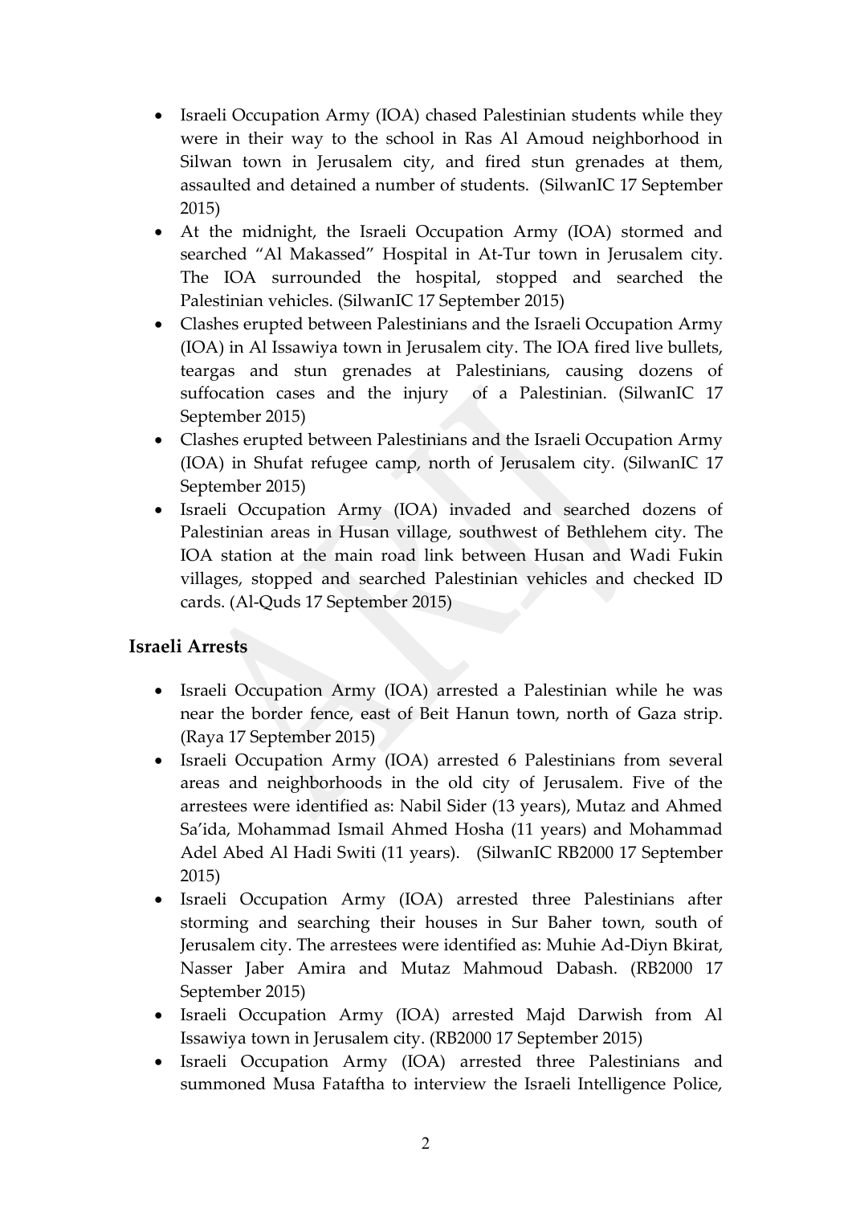- Israeli Occupation Army (IOA) chased Palestinian students while they were in their way to the school in Ras Al Amoud neighborhood in Silwan town in Jerusalem city, and fired stun grenades at them, assaulted and detained a number of students. (SilwanIC 17 September 2015)
- At the midnight, the Israeli Occupation Army (IOA) stormed and searched "Al Makassed" Hospital in At-Tur town in Jerusalem city. The IOA surrounded the hospital, stopped and searched the Palestinian vehicles. (SilwanIC 17 September 2015)
- Clashes erupted between Palestinians and the Israeli Occupation Army (IOA) in Al Issawiya town in Jerusalem city. The IOA fired live bullets, teargas and stun grenades at Palestinians, causing dozens of suffocation cases and the injury of a Palestinian. (SilwanIC 17 September 2015)
- Clashes erupted between Palestinians and the Israeli Occupation Army (IOA) in Shufat refugee camp, north of Jerusalem city. (SilwanIC 17 September 2015)
- Israeli Occupation Army (IOA) invaded and searched dozens of Palestinian areas in Husan village, southwest of Bethlehem city. The IOA station at the main road link between Husan and Wadi Fukin villages, stopped and searched Palestinian vehicles and checked ID cards. (Al-Quds 17 September 2015)

## Israeli Arrests

- Israeli Occupation Army (IOA) arrested a Palestinian while he was near the border fence, east of Beit Hanun town, north of Gaza strip. (Raya 17 September 2015)
- Israeli Occupation Army (IOA) arrested 6 Palestinians from several areas and neighborhoods in the old city of Jerusalem. Five of the arrestees were identified as: Nabil Sider (13 years), Mutaz and Ahmed Sa'ida, Mohammad Ismail Ahmed Hosha (11 years) and Mohammad Adel Abed Al Hadi Switi (11 years). (SilwanIC RB2000 17 September 2015)
- Israeli Occupation Army (IOA) arrested three Palestinians after storming and searching their houses in Sur Baher town, south of Jerusalem city. The arrestees were identified as: Muhie Ad-Diyn Bkirat, Nasser Jaber Amira and Mutaz Mahmoud Dabash. (RB2000 17 September 2015)
- Israeli Occupation Army (IOA) arrested Majd Darwish from Al Issawiya town in Jerusalem city. (RB2000 17 September 2015)
- Israeli Occupation Army (IOA) arrested three Palestinians and summoned Musa Fataftha to interview the Israeli Intelligence Police,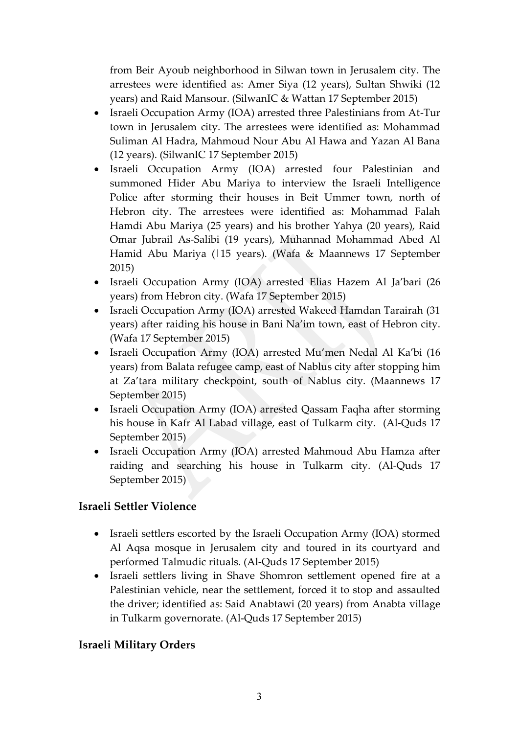from Beir Ayoub neighborhood in Silwan town in Jerusalem city. The arrestees were identified as: Amer Siya (12 years), Sultan Shwiki (12 years) and Raid Mansour. (SilwanIC & Wattan 17 September 2015)

- Israeli Occupation Army (IOA) arrested three Palestinians from At-Tur town in Jerusalem city. The arrestees were identified as: Mohammad Suliman Al Hadra, Mahmoud Nour Abu Al Hawa and Yazan Al Bana (12 years). (SilwanIC 17 September 2015)
- Israeli Occupation Army (IOA) arrested four Palestinian and summoned Hider Abu Mariya to interview the Israeli Intelligence Police after storming their houses in Beit Ummer town, north of Hebron city. The arrestees were identified as: Mohammad Falah Hamdi Abu Mariya (25 years) and his brother Yahya (20 years), Raid Omar Jubrail As-Salibi (19 years), Muhannad Mohammad Abed Al Hamid Abu Mariya (|15 years). (Wafa & Maannews 17 September 2015)
- Israeli Occupation Army (IOA) arrested Elias Hazem Al Ja'bari (26 years) from Hebron city. (Wafa 17 September 2015)
- Israeli Occupation Army (IOA) arrested Wakeed Hamdan Tarairah (31 years) after raiding his house in Bani Na'im town, east of Hebron city. (Wafa 17 September 2015)
- Israeli Occupation Army (IOA) arrested Mu'men Nedal Al Ka'bi (16 years) from Balata refugee camp, east of Nablus city after stopping him at Za'tara military checkpoint, south of Nablus city. (Maannews 17 September 2015)
- Israeli Occupation Army (IOA) arrested Qassam Faqha after storming his house in Kafr Al Labad village, east of Tulkarm city. (Al-Quds 17 September 2015)
- Israeli Occupation Army (IOA) arrested Mahmoud Abu Hamza after raiding and searching his house in Tulkarm city. (Al-Quds 17 September 2015)

## Israeli Settler Violence

- Israeli settlers escorted by the Israeli Occupation Army (IOA) stormed Al Aqsa mosque in Jerusalem city and toured in its courtyard and performed Talmudic rituals. (Al-Quds 17 September 2015)
- Israeli settlers living in Shave Shomron settlement opened fire at a Palestinian vehicle, near the settlement, forced it to stop and assaulted the driver; identified as: Said Anabtawi (20 years) from Anabta village in Tulkarm governorate. (Al-Quds 17 September 2015)

## Israeli Military Orders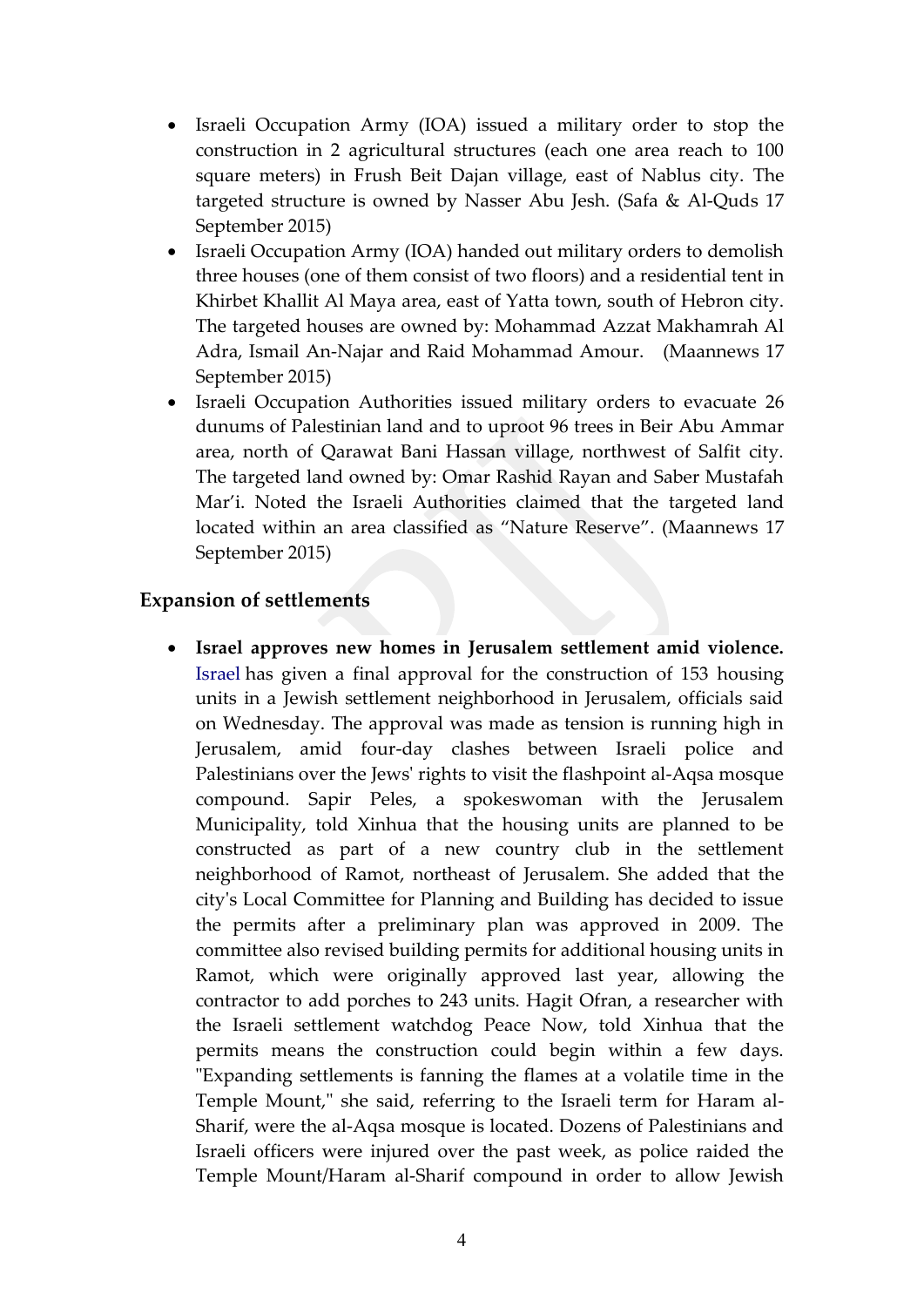- Israeli Occupation Army (IOA) issued a military order to stop the construction in 2 agricultural structures (each one area reach to 100 square meters) in Frush Beit Dajan village, east of Nablus city. The targeted structure is owned by Nasser Abu Jesh. (Safa & Al-Quds 17 September 2015)
- Israeli Occupation Army (IOA) handed out military orders to demolish three houses (one of them consist of two floors) and a residential tent in Khirbet Khallit Al Maya area, east of Yatta town, south of Hebron city. The targeted houses are owned by: Mohammad Azzat Makhamrah Al Adra, Ismail An-Najar and Raid Mohammad Amour. (Maannews 17 September 2015)
- Israeli Occupation Authorities issued military orders to evacuate 26 dunums of Palestinian land and to uproot 96 trees in Beir Abu Ammar area, north of Qarawat Bani Hassan village, northwest of Salfit city. The targeted land owned by: Omar Rashid Rayan and Saber Mustafah Mar'i. Noted the Israeli Authorities claimed that the targeted land located within an area classified as "Nature Reserve". (Maannews 17 September 2015)

## Expansion of settlements

- **Israel approves new homes in Jerusalem settlement amid violence.** Israel has given a final approval for the construction of 153 housing units in a Jewish settlement neighborhood in Jerusalem, officials said on Wednesday. The approval was made as tension is running high in Jerusalem, amid four-day clashes between Israeli police and Palestinians over the Jews' rights to visit the flashpoint al-Aqsa mosque compound. Sapir Peles, a spokeswoman with the Jerusalem Municipality, told Xinhua that the housing units are planned to be constructed as part of a new country club in the settlement neighborhood of Ramot, northeast of Jerusalem. She added that the city's Local Committee for Planning and Building has decided to issue the permits after a preliminary plan was approved in 2009. The committee also revised building permits for additional housing units in Ramot, which were originally approved last year, allowing the contractor to add porches to 243 units. Hagit Ofran, a researcher with the Israeli settlement watchdog Peace Now, told Xinhua that the permits means the construction could begin within a few days. "Expanding settlements is fanning the flames at a volatile time in the Temple Mount," she said, referring to the Israeli term for Haram al-Sharif, were the al-Aqsa mosque is located. Dozens of Palestinians and Israeli officers were injured over the past week, as police raided the Temple Mount/Haram al-Sharif compound in order to allow Jewish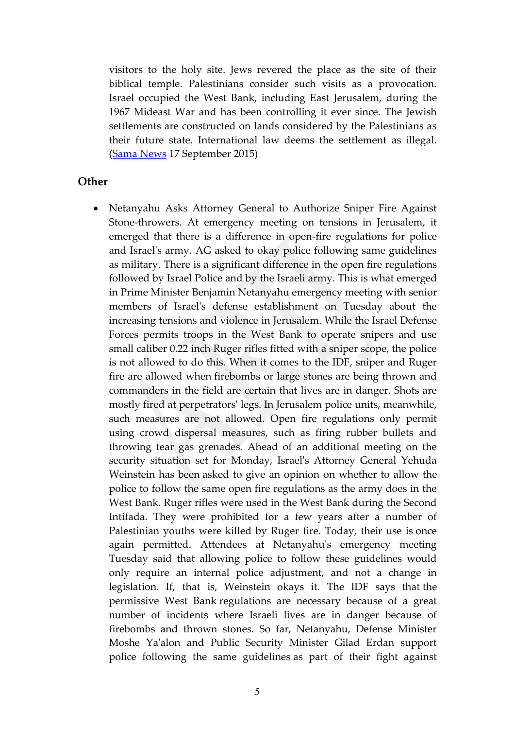visitors to the holy site. Jews revered the place as the site of their biblical temple. Palestinians consider such visits as a provocation. Israel occupied the West Bank, including East Jerusalem, during the 1967 Mideast War and has been controlling it ever since. The Jewish settlements are constructed on lands considered by the Palestinians as their future state. International law deems the settlement as illegal. ([Sama News](#) 17 September 2015)

## Other

- Netanyahu Asks Attorney General to Authorize Sniper Fire Against Stone-throwers. At emergency meeting on tensions in Jerusalem, it emerged that there is a difference in open-fire regulations for police and Israel's army. AG asked to okay police following same guidelines as military. There is a significant difference in the open fire regulations followed by Israel Police and by the Israeli army. This is what emerged in Prime Minister Benjamin Netanyahu emergency meeting with senior members of Israel's defense establishment on Tuesday about the increasing tensions and violence in Jerusalem. While the Israel Defense Forces permits troops in the West Bank to operate snipers and use small caliber 0.22 inch Ruger rifles fitted with a sniper scope, the police is not allowed to do this. When it comes to the IDF, sniper and Ruger fire are allowed when firebombs or large stones are being thrown and commanders in the field are certain that lives are in danger. Shots are mostly fired at perpetrators' legs. In Jerusalem police units, meanwhile, such measures are not allowed. Open fire regulations only permit using crowd dispersal measures, such as firing rubber bullets and throwing tear gas grenades. Ahead of an additional meeting on the security situation set for Monday, Israel's Attorney General Yehuda Weinstein has been asked to give an opinion on whether to allow the police to follow the same open fire regulations as the army does in the West Bank. Ruger rifles were used in the West Bank during the Second Intifada. They were prohibited for a few years after a number of Palestinian youths were killed by Ruger fire. Today, their use is once again permitted. Attendees at Netanyahu's emergency meeting Tuesday said that allowing police to follow these guidelines would only require an internal police adjustment, and not a change in legislation. If, that is, Weinstein okays it. The IDF says that the permissive West Bank regulations are necessary because of a great number of incidents where Israeli lives are in danger because of firebombs and thrown stones. So far, Netanyahu, Defense Minister Moshe Ya'alon and Public Security Minister Gilad Erdan support police following the same guidelines as part of their fight against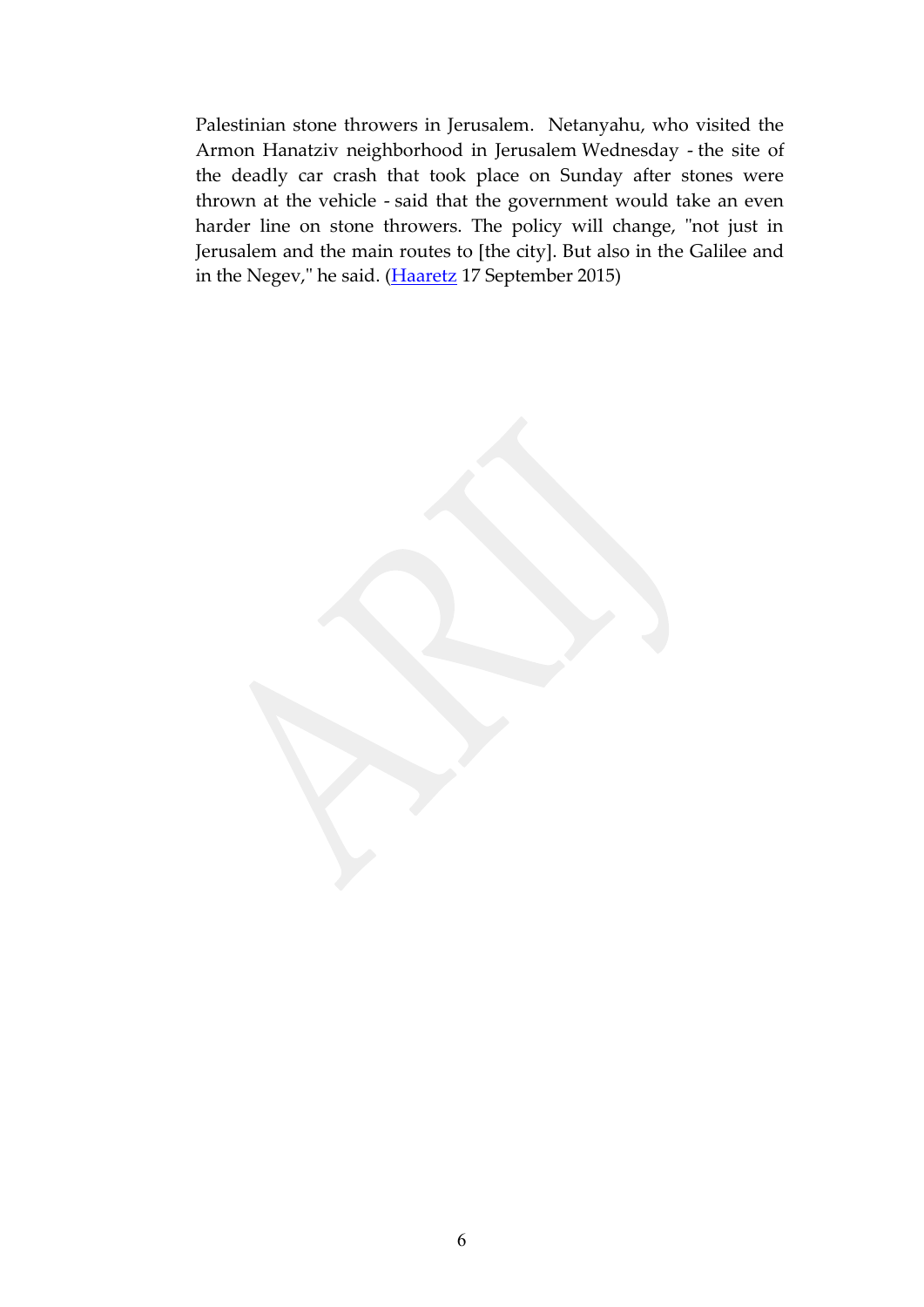Palestinian stone throwers in Jerusalem. Netanyahu, who visited the Armon Hanatziv neighborhood in Jerusalem Wednesday - the site of the deadly car crash that took place on Sunday after stones were thrown at the vehicle - said that the government would take an even harder line on stone throwers. The policy will change, "not just in Jerusalem and the main routes to [the city]. But also in the Galilee and in the Negev," he said. (Haaretz 17 September 2015)